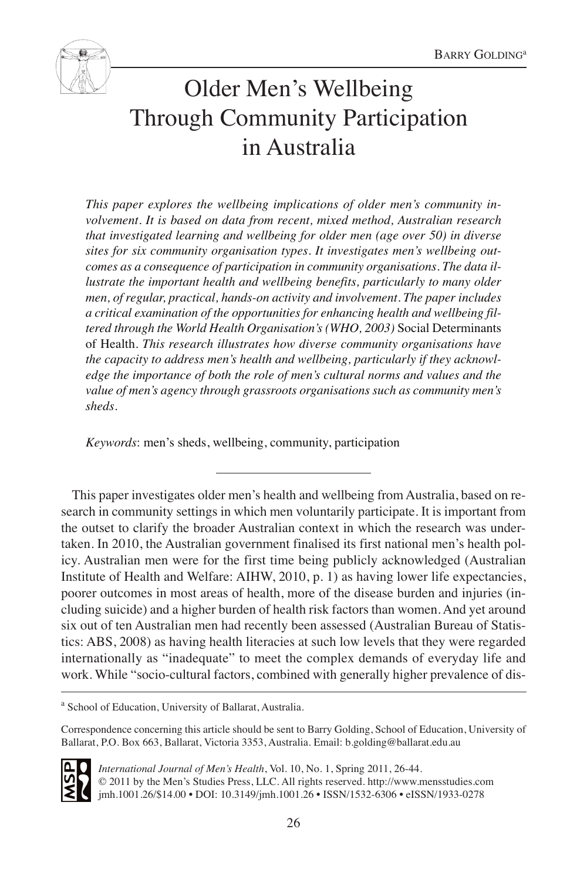BARRY GOLDING[a]

# Older Men's Wellbeing Through Community Participation in Australia

*This paper explores the wellbeing implications of older men's community involvement. It is based on data from recent, mixed method, Australian research that investigated learning and wellbeing for older men (age over 50) in diverse sites for six community organisation types. It investigates men's wellbeing outcomes as a consequence of participation in community organisations. The data illustrate the important health and wellbeing benefits, particularly to many older men, of regular, practical, hands-on activity and involvement. The paper includes a critical examination of the opportunities for enhancing health and wellbeing filtered through the World Health Organisation's (WHO, 2003)* Social Determinants of Health. *This research illustrates how diverse community organisations have the capacity to address men's health and wellbeing, particularly if they acknowledge the importance of both the role of men's cultural norms and values and the value of men's agency through grassroots organisations such as community men's sheds.*

*Keywords*: men's sheds, wellbeing, community, participation

---

This paper investigates older men's health and wellbeing from Australia, based on research in community settings in which men voluntarily participate. It is important from the outset to clarify the broader Australian context in which the research was undertaken. In 2010, the Australian government finalised its first national men's health policy. Australian men were for the first time being publicly acknowledged (Australian Institute of Health and Welfare: AIHW, 2010, p. 1) as having lower life expectancies, poorer outcomes in most areas of health, more of the disease burden and injuries (including suicide) and a higher burden of health risk factors than women. And yet around six out of ten Australian men had recently been assessed (Australian Bureau of Statistics: ABS, 2008) as having health literacies at such low levels that they were regarded internationally as "inadequate" to meet the complex demands of everyday life and work. While "socio-cultural factors, combined with generally higher prevalence of dis-

---

[a] School of Education, University of Ballarat, Australia.

Correspondence concerning this article should be sent to Barry Golding, School of Education, University of Ballarat, P.O. Box 663, Ballarat, Victoria 3353, Australia. Email: b.golding@ballarat.edu.au

*International Journal of Men's Health*, Vol. 10, No. 1, Spring 2011, 26-44.
© 2011 by the Men's Studies Press, LLC. All rights reserved. http://www.mensstudies.com
jmh.1001.26/$14.00 • DOI: 10.3149/jmh.1001.26 • ISSN/1532-6306 • eISSN/1933-0278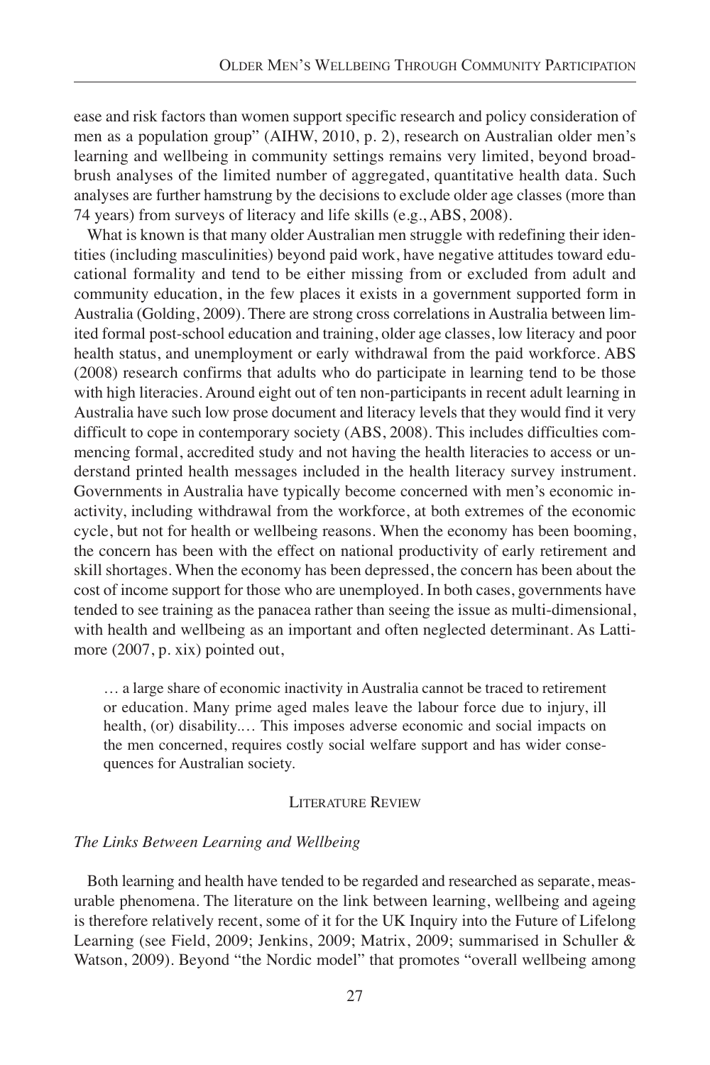ease and risk factors than women support specific research and policy consideration of men as a population group" (AIHW, 2010, p. 2), research on Australian older men's learning and wellbeing in community settings remains very limited, beyond broad-brush analyses of the limited number of aggregated, quantitative health data. Such analyses are further hamstrung by the decisions to exclude older age classes (more than 74 years) from surveys of literacy and life skills (e.g., ABS, 2008).

What is known is that many older Australian men struggle with redefining their identities (including masculinities) beyond paid work, have negative attitudes toward educational formality and tend to be either missing from or excluded from adult and community education, in the few places it exists in a government supported form in Australia (Golding, 2009). There are strong cross correlations in Australia between limited formal post-school education and training, older age classes, low literacy and poor health status, and unemployment or early withdrawal from the paid workforce. ABS (2008) research confirms that adults who do participate in learning tend to be those with high literacies. Around eight out of ten non-participants in recent adult learning in Australia have such low prose document and literacy levels that they would find it very difficult to cope in contemporary society (ABS, 2008). This includes difficulties commencing formal, accredited study and not having the health literacies to access or understand printed health messages included in the health literacy survey instrument. Governments in Australia have typically become concerned with men's economic inactivity, including withdrawal from the workforce, at both extremes of the economic cycle, but not for health or wellbeing reasons. When the economy has been booming, the concern has been with the effect on national productivity of early retirement and skill shortages. When the economy has been depressed, the concern has been about the cost of income support for those who are unemployed. In both cases, governments have tended to see training as the panacea rather than seeing the issue as multi-dimensional, with health and wellbeing as an important and often neglected determinant. As Lattimore (2007, p. xix) pointed out,

> … a large share of economic inactivity in Australia cannot be traced to retirement or education. Many prime aged males leave the labour force due to injury, ill health, (or) disability.… This imposes adverse economic and social impacts on the men concerned, requires costly social welfare support and has wider consequences for Australian society.

## Literature Review

### *The Links Between Learning and Wellbeing*

Both learning and health have tended to be regarded and researched as separate, measurable phenomena. The literature on the link between learning, wellbeing and ageing is therefore relatively recent, some of it for the UK Inquiry into the Future of Lifelong Learning (see Field, 2009; Jenkins, 2009; Matrix, 2009; summarised in Schuller & Watson, 2009). Beyond "the Nordic model" that promotes "overall wellbeing among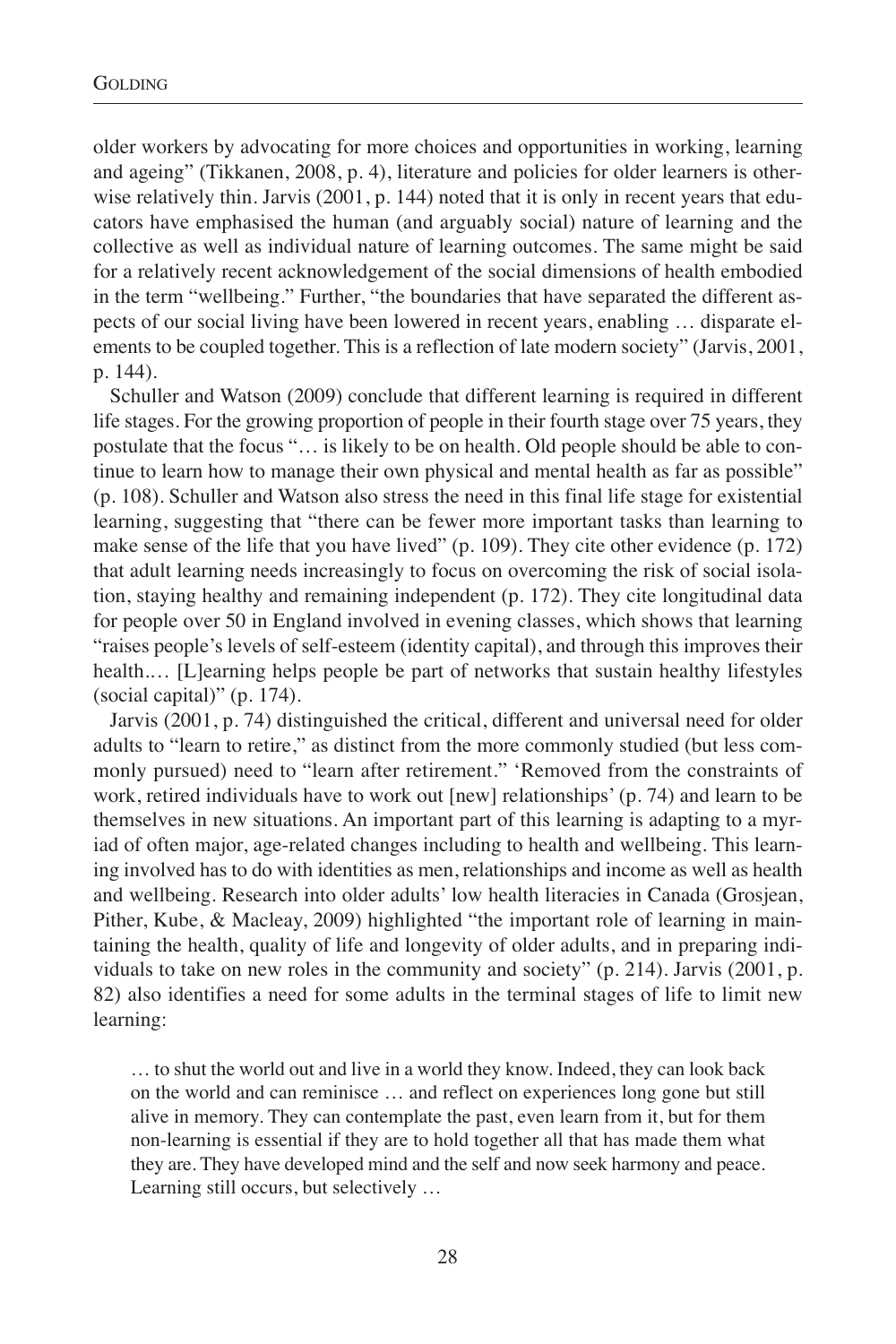older workers by advocating for more choices and opportunities in working, learning and ageing" (Tikkanen, 2008, p. 4), literature and policies for older learners is otherwise relatively thin. Jarvis (2001, p. 144) noted that it is only in recent years that educators have emphasised the human (and arguably social) nature of learning and the collective as well as individual nature of learning outcomes. The same might be said for a relatively recent acknowledgement of the social dimensions of health embodied in the term "wellbeing." Further, "the boundaries that have separated the different aspects of our social living have been lowered in recent years, enabling … disparate elements to be coupled together. This is a reflection of late modern society" (Jarvis, 2001, p. 144).

Schuller and Watson (2009) conclude that different learning is required in different life stages. For the growing proportion of people in their fourth stage over 75 years, they postulate that the focus "… is likely to be on health. Old people should be able to continue to learn how to manage their own physical and mental health as far as possible" (p. 108). Schuller and Watson also stress the need in this final life stage for existential learning, suggesting that "there can be fewer more important tasks than learning to make sense of the life that you have lived" (p. 109). They cite other evidence (p. 172) that adult learning needs increasingly to focus on overcoming the risk of social isolation, staying healthy and remaining independent (p. 172). They cite longitudinal data for people over 50 in England involved in evening classes, which shows that learning "raises people's levels of self-esteem (identity capital), and through this improves their health.… [L]earning helps people be part of networks that sustain healthy lifestyles (social capital)" (p. 174).

Jarvis (2001, p. 74) distinguished the critical, different and universal need for older adults to "learn to retire," as distinct from the more commonly studied (but less commonly pursued) need to "learn after retirement." 'Removed from the constraints of work, retired individuals have to work out [new] relationships' (p. 74) and learn to be themselves in new situations. An important part of this learning is adapting to a myriad of often major, age-related changes including to health and wellbeing. This learning involved has to do with identities as men, relationships and income as well as health and wellbeing. Research into older adults' low health literacies in Canada (Grosjean, Pither, Kube, & Macleay, 2009) highlighted "the important role of learning in maintaining the health, quality of life and longevity of older adults, and in preparing individuals to take on new roles in the community and society" (p. 214). Jarvis (2001, p. 82) also identifies a need for some adults in the terminal stages of life to limit new learning:

> … to shut the world out and live in a world they know. Indeed, they can look back on the world and can reminisce … and reflect on experiences long gone but still alive in memory. They can contemplate the past, even learn from it, but for them non-learning is essential if they are to hold together all that has made them what they are. They have developed mind and the self and now seek harmony and peace. Learning still occurs, but selectively …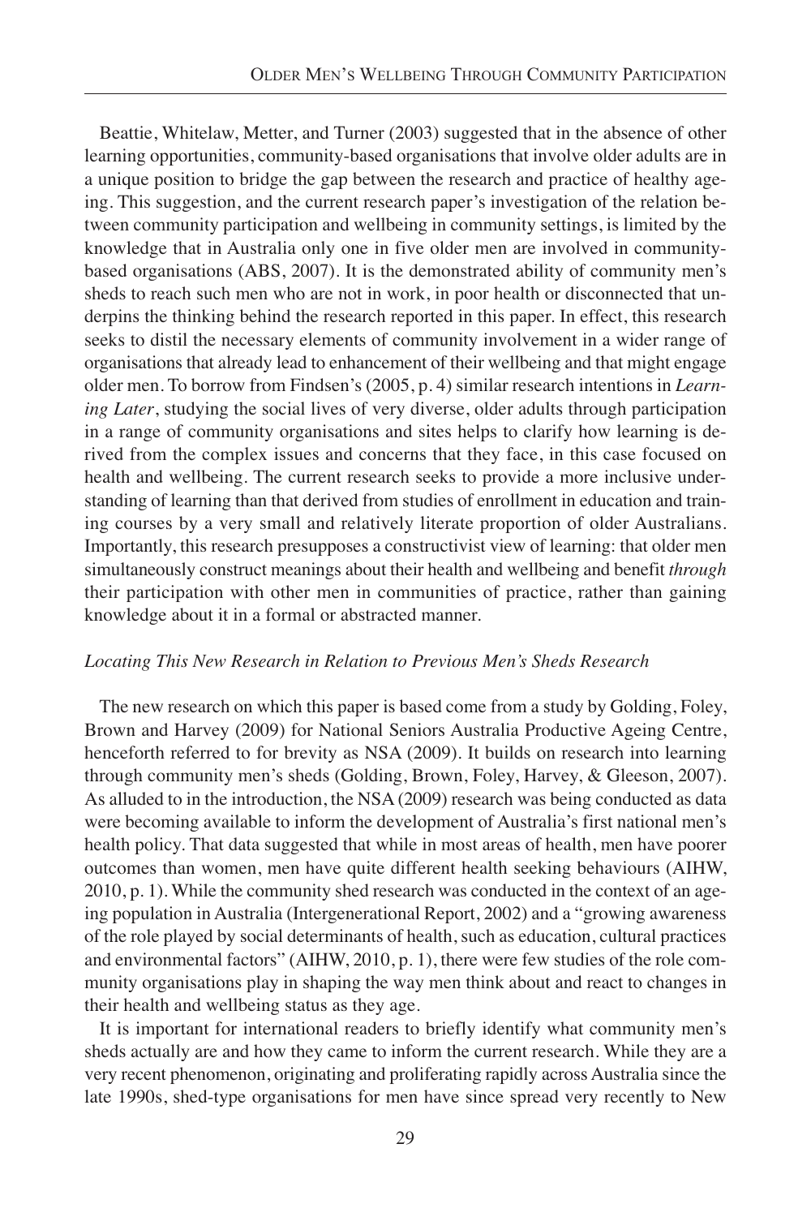Beattie, Whitelaw, Metter, and Turner (2003) suggested that in the absence of other learning opportunities, community-based organisations that involve older adults are in a unique position to bridge the gap between the research and practice of healthy ageing. This suggestion, and the current research paper's investigation of the relation between community participation and wellbeing in community settings, is limited by the knowledge that in Australia only one in five older men are involved in community-based organisations (ABS, 2007). It is the demonstrated ability of community men's sheds to reach such men who are not in work, in poor health or disconnected that underpins the thinking behind the research reported in this paper. In effect, this research seeks to distil the necessary elements of community involvement in a wider range of organisations that already lead to enhancement of their wellbeing and that might engage older men. To borrow from Findsen's (2005, p. 4) similar research intentions in *Learning Later*, studying the social lives of very diverse, older adults through participation in a range of community organisations and sites helps to clarify how learning is derived from the complex issues and concerns that they face, in this case focused on health and wellbeing. The current research seeks to provide a more inclusive understanding of learning than that derived from studies of enrollment in education and training courses by a very small and relatively literate proportion of older Australians. Importantly, this research presupposes a constructivist view of learning: that older men simultaneously construct meanings about their health and wellbeing and benefit *through* their participation with other men in communities of practice, rather than gaining knowledge about it in a formal or abstracted manner.

### *Locating This New Research in Relation to Previous Men's Sheds Research*

The new research on which this paper is based come from a study by Golding, Foley, Brown and Harvey (2009) for National Seniors Australia Productive Ageing Centre, henceforth referred to for brevity as NSA (2009). It builds on research into learning through community men's sheds (Golding, Brown, Foley, Harvey, & Gleeson, 2007). As alluded to in the introduction, the NSA (2009) research was being conducted as data were becoming available to inform the development of Australia's first national men's health policy. That data suggested that while in most areas of health, men have poorer outcomes than women, men have quite different health seeking behaviours (AIHW, 2010, p. 1). While the community shed research was conducted in the context of an ageing population in Australia (Intergenerational Report, 2002) and a "growing awareness of the role played by social determinants of health, such as education, cultural practices and environmental factors" (AIHW, 2010, p. 1), there were few studies of the role community organisations play in shaping the way men think about and react to changes in their health and wellbeing status as they age.

It is important for international readers to briefly identify what community men's sheds actually are and how they came to inform the current research. While they are a very recent phenomenon, originating and proliferating rapidly across Australia since the late 1990s, shed-type organisations for men have since spread very recently to New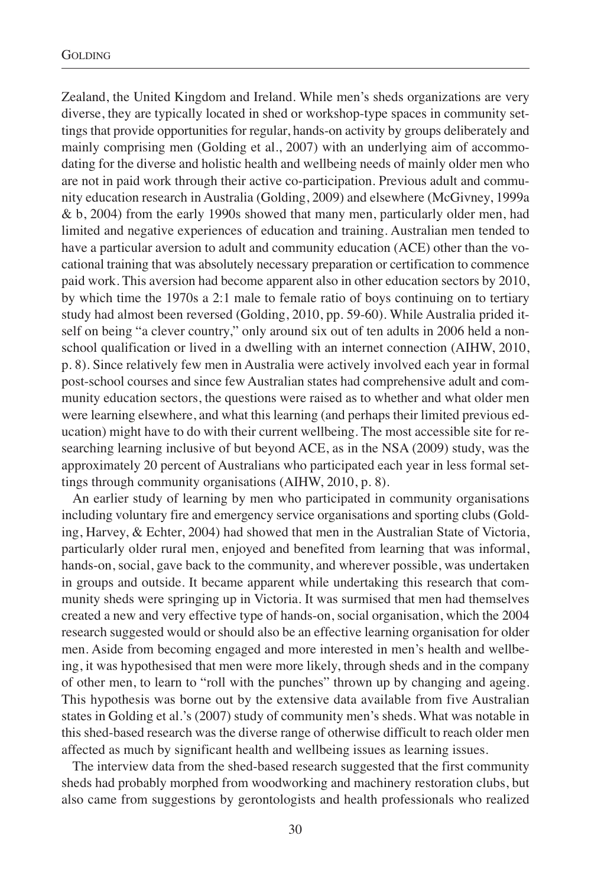Zealand, the United Kingdom and Ireland. While men's sheds organizations are very diverse, they are typically located in shed or workshop-type spaces in community settings that provide opportunities for regular, hands-on activity by groups deliberately and mainly comprising men (Golding et al., 2007) with an underlying aim of accommodating for the diverse and holistic health and wellbeing needs of mainly older men who are not in paid work through their active co-participation. Previous adult and community education research in Australia (Golding, 2009) and elsewhere (McGivney, 1999a & b, 2004) from the early 1990s showed that many men, particularly older men, had limited and negative experiences of education and training. Australian men tended to have a particular aversion to adult and community education (ACE) other than the vocational training that was absolutely necessary preparation or certification to commence paid work. This aversion had become apparent also in other education sectors by 2010, by which time the 1970s a 2:1 male to female ratio of boys continuing on to tertiary study had almost been reversed (Golding, 2010, pp. 59-60). While Australia prided itself on being "a clever country," only around six out of ten adults in 2006 held a non-school qualification or lived in a dwelling with an internet connection (AIHW, 2010, p. 8). Since relatively few men in Australia were actively involved each year in formal post-school courses and since few Australian states had comprehensive adult and community education sectors, the questions were raised as to whether and what older men were learning elsewhere, and what this learning (and perhaps their limited previous education) might have to do with their current wellbeing. The most accessible site for researching learning inclusive of but beyond ACE, as in the NSA (2009) study, was the approximately 20 percent of Australians who participated each year in less formal settings through community organisations (AIHW, 2010, p. 8).

An earlier study of learning by men who participated in community organisations including voluntary fire and emergency service organisations and sporting clubs (Golding, Harvey, & Echter, 2004) had showed that men in the Australian State of Victoria, particularly older rural men, enjoyed and benefited from learning that was informal, hands-on, social, gave back to the community, and wherever possible, was undertaken in groups and outside. It became apparent while undertaking this research that community sheds were springing up in Victoria. It was surmised that men had themselves created a new and very effective type of hands-on, social organisation, which the 2004 research suggested would or should also be an effective learning organisation for older men. Aside from becoming engaged and more interested in men's health and wellbeing, it was hypothesised that men were more likely, through sheds and in the company of other men, to learn to "roll with the punches" thrown up by changing and ageing. This hypothesis was borne out by the extensive data available from five Australian states in Golding et al.'s (2007) study of community men's sheds. What was notable in this shed-based research was the diverse range of otherwise difficult to reach older men affected as much by significant health and wellbeing issues as learning issues.

The interview data from the shed-based research suggested that the first community sheds had probably morphed from woodworking and machinery restoration clubs, but also came from suggestions by gerontologists and health professionals who realized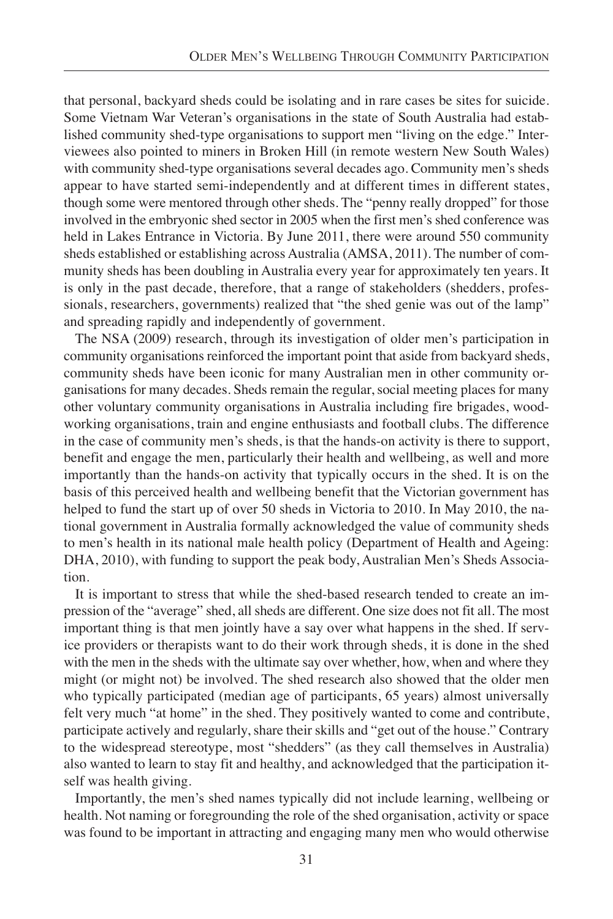that personal, backyard sheds could be isolating and in rare cases be sites for suicide. Some Vietnam War Veteran's organisations in the state of South Australia had established community shed-type organisations to support men "living on the edge." Interviewees also pointed to miners in Broken Hill (in remote western New South Wales) with community shed-type organisations several decades ago. Community men's sheds appear to have started semi-independently and at different times in different states, though some were mentored through other sheds. The "penny really dropped" for those involved in the embryonic shed sector in 2005 when the first men's shed conference was held in Lakes Entrance in Victoria. By June 2011, there were around 550 community sheds established or establishing across Australia (AMSA, 2011). The number of community sheds has been doubling in Australia every year for approximately ten years. It is only in the past decade, therefore, that a range of stakeholders (shedders, professionals, researchers, governments) realized that "the shed genie was out of the lamp" and spreading rapidly and independently of government.

The NSA (2009) research, through its investigation of older men's participation in community organisations reinforced the important point that aside from backyard sheds, community sheds have been iconic for many Australian men in other community organisations for many decades. Sheds remain the regular, social meeting places for many other voluntary community organisations in Australia including fire brigades, woodworking organisations, train and engine enthusiasts and football clubs. The difference in the case of community men's sheds, is that the hands-on activity is there to support, benefit and engage the men, particularly their health and wellbeing, as well and more importantly than the hands-on activity that typically occurs in the shed. It is on the basis of this perceived health and wellbeing benefit that the Victorian government has helped to fund the start up of over 50 sheds in Victoria to 2010. In May 2010, the national government in Australia formally acknowledged the value of community sheds to men's health in its national male health policy (Department of Health and Ageing: DHA, 2010), with funding to support the peak body, Australian Men's Sheds Association.

It is important to stress that while the shed-based research tended to create an impression of the "average" shed, all sheds are different. One size does not fit all. The most important thing is that men jointly have a say over what happens in the shed. If service providers or therapists want to do their work through sheds, it is done in the shed with the men in the sheds with the ultimate say over whether, how, when and where they might (or might not) be involved. The shed research also showed that the older men who typically participated (median age of participants, 65 years) almost universally felt very much "at home" in the shed. They positively wanted to come and contribute, participate actively and regularly, share their skills and "get out of the house." Contrary to the widespread stereotype, most "shedders" (as they call themselves in Australia) also wanted to learn to stay fit and healthy, and acknowledged that the participation itself was health giving.

Importantly, the men's shed names typically did not include learning, wellbeing or health. Not naming or foregrounding the role of the shed organisation, activity or space was found to be important in attracting and engaging many men who would otherwise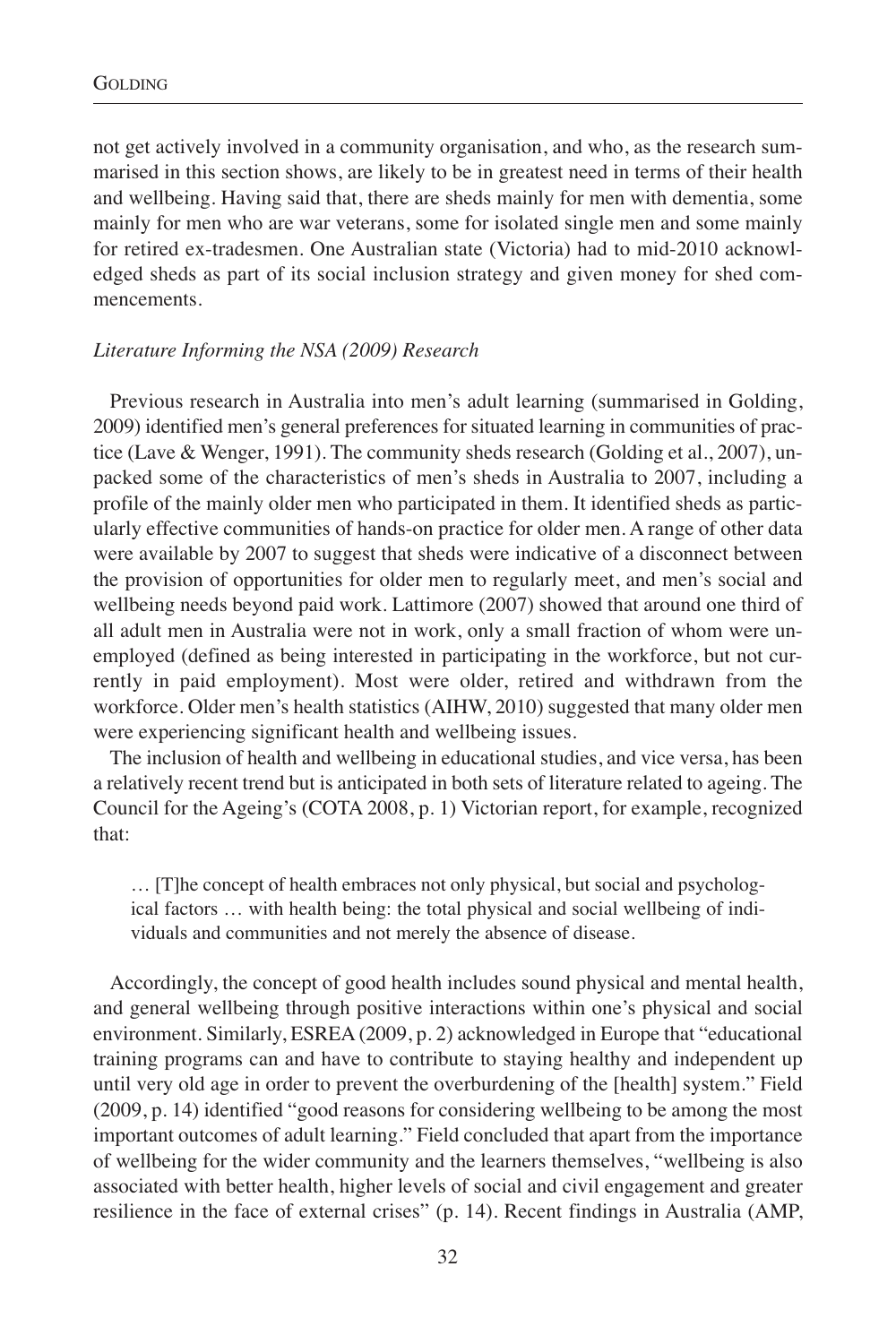not get actively involved in a community organisation, and who, as the research summarised in this section shows, are likely to be in greatest need in terms of their health and wellbeing. Having said that, there are sheds mainly for men with dementia, some mainly for men who are war veterans, some for isolated single men and some mainly for retired ex-tradesmen. One Australian state (Victoria) had to mid-2010 acknowledged sheds as part of its social inclusion strategy and given money for shed commencements.

*Literature Informing the NSA (2009) Research*

Previous research in Australia into men's adult learning (summarised in Golding, 2009) identified men's general preferences for situated learning in communities of practice (Lave & Wenger, 1991). The community sheds research (Golding et al., 2007), unpacked some of the characteristics of men's sheds in Australia to 2007, including a profile of the mainly older men who participated in them. It identified sheds as particularly effective communities of hands-on practice for older men. A range of other data were available by 2007 to suggest that sheds were indicative of a disconnect between the provision of opportunities for older men to regularly meet, and men's social and wellbeing needs beyond paid work. Lattimore (2007) showed that around one third of all adult men in Australia were not in work, only a small fraction of whom were unemployed (defined as being interested in participating in the workforce, but not currently in paid employment). Most were older, retired and withdrawn from the workforce. Older men's health statistics (AIHW, 2010) suggested that many older men were experiencing significant health and wellbeing issues.

The inclusion of health and wellbeing in educational studies, and vice versa, has been a relatively recent trend but is anticipated in both sets of literature related to ageing. The Council for the Ageing's (COTA 2008, p. 1) Victorian report, for example, recognized that:

> … [T]he concept of health embraces not only physical, but social and psychological factors … with health being: the total physical and social wellbeing of individuals and communities and not merely the absence of disease.

Accordingly, the concept of good health includes sound physical and mental health, and general wellbeing through positive interactions within one's physical and social environment. Similarly, ESREA (2009, p. 2) acknowledged in Europe that "educational training programs can and have to contribute to staying healthy and independent up until very old age in order to prevent the overburdening of the [health] system." Field (2009, p. 14) identified "good reasons for considering wellbeing to be among the most important outcomes of adult learning." Field concluded that apart from the importance of wellbeing for the wider community and the learners themselves, "wellbeing is also associated with better health, higher levels of social and civil engagement and greater resilience in the face of external crises" (p. 14). Recent findings in Australia (AMP,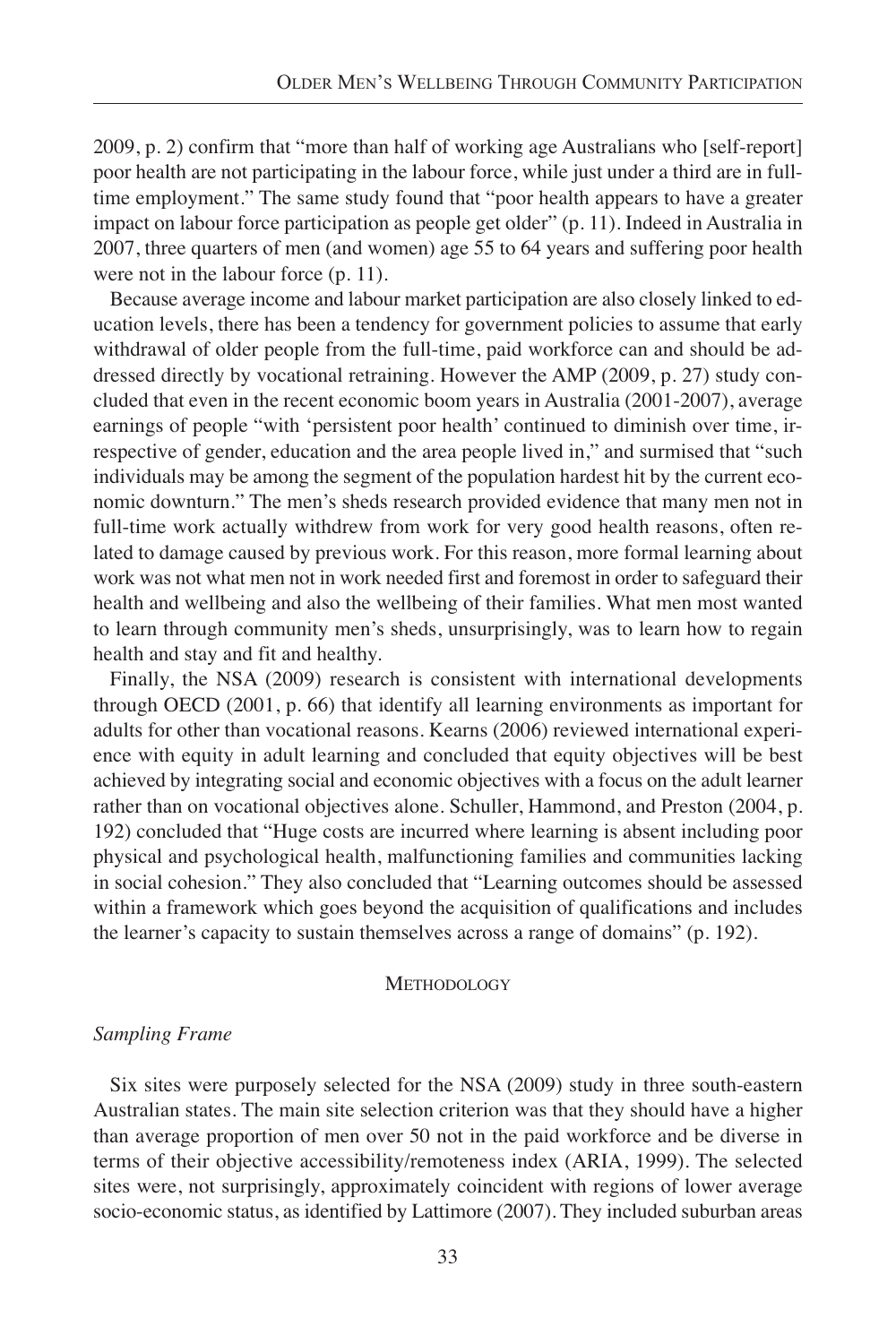2009, p. 2) confirm that "more than half of working age Australians who [self-report] poor health are not participating in the labour force, while just under a third are in full-time employment." The same study found that "poor health appears to have a greater impact on labour force participation as people get older" (p. 11). Indeed in Australia in 2007, three quarters of men (and women) age 55 to 64 years and suffering poor health were not in the labour force (p. 11).

Because average income and labour market participation are also closely linked to education levels, there has been a tendency for government policies to assume that early withdrawal of older people from the full-time, paid workforce can and should be addressed directly by vocational retraining. However the AMP (2009, p. 27) study concluded that even in the recent economic boom years in Australia (2001-2007), average earnings of people "with 'persistent poor health' continued to diminish over time, irrespective of gender, education and the area people lived in," and surmised that "such individuals may be among the segment of the population hardest hit by the current economic downturn." The men's sheds research provided evidence that many men not in full-time work actually withdrew from work for very good health reasons, often related to damage caused by previous work. For this reason, more formal learning about work was not what men not in work needed first and foremost in order to safeguard their health and wellbeing and also the wellbeing of their families. What men most wanted to learn through community men's sheds, unsurprisingly, was to learn how to regain health and stay and fit and healthy.

Finally, the NSA (2009) research is consistent with international developments through OECD (2001, p. 66) that identify all learning environments as important for adults for other than vocational reasons. Kearns (2006) reviewed international experience with equity in adult learning and concluded that equity objectives will be best achieved by integrating social and economic objectives with a focus on the adult learner rather than on vocational objectives alone. Schuller, Hammond, and Preston (2004, p. 192) concluded that "Huge costs are incurred where learning is absent including poor physical and psychological health, malfunctioning families and communities lacking in social cohesion." They also concluded that "Learning outcomes should be assessed within a framework which goes beyond the acquisition of qualifications and includes the learner's capacity to sustain themselves across a range of domains" (p. 192).

## Methodology

### *Sampling Frame*

Six sites were purposely selected for the NSA (2009) study in three south-eastern Australian states. The main site selection criterion was that they should have a higher than average proportion of men over 50 not in the paid workforce and be diverse in terms of their objective accessibility/remoteness index (ARIA, 1999). The selected sites were, not surprisingly, approximately coincident with regions of lower average socio-economic status, as identified by Lattimore (2007). They included suburban areas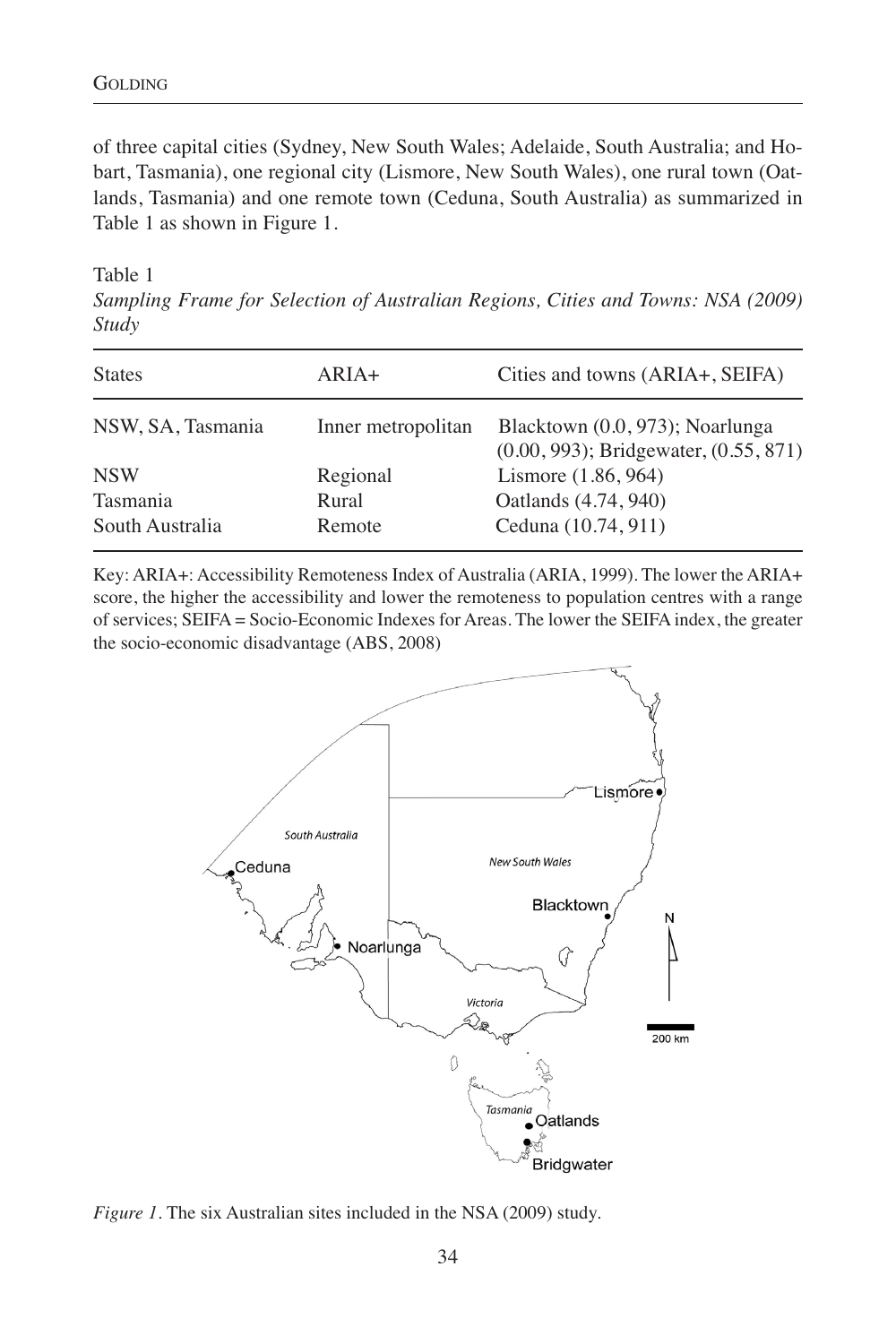of three capital cities (Sydney, New South Wales; Adelaide, South Australia; and Hobart, Tasmania), one regional city (Lismore, New South Wales), one rural town (Oatlands, Tasmania) and one remote town (Ceduna, South Australia) as summarized in Table 1 as shown in Figure 1.

Table 1

*Sampling Frame for Selection of Australian Regions, Cities and Towns: NSA (2009) Study*

| States | ARIA+ | Cities and towns (ARIA+, SEIFA) |
|---|---|---|
| NSW, SA, Tasmania | Inner metropolitan | Blacktown (0.0, 973); Noarlunga (0.00, 993); Bridgewater, (0.55, 871) |
| NSW | Regional | Lismore (1.86, 964) |
| Tasmania | Rural | Oatlands (4.74, 940) |
| South Australia | Remote | Ceduna (10.74, 911) |

Key: ARIA+: Accessibility Remoteness Index of Australia (ARIA, 1999). The lower the ARIA+ score, the higher the accessibility and lower the remoteness to population centres with a range of services; SEIFA = Socio-Economic Indexes for Areas. The lower the SEIFA index, the greater the socio-economic disadvantage (ABS, 2008)

*Figure 1*. The six Australian sites included in the NSA (2009) study.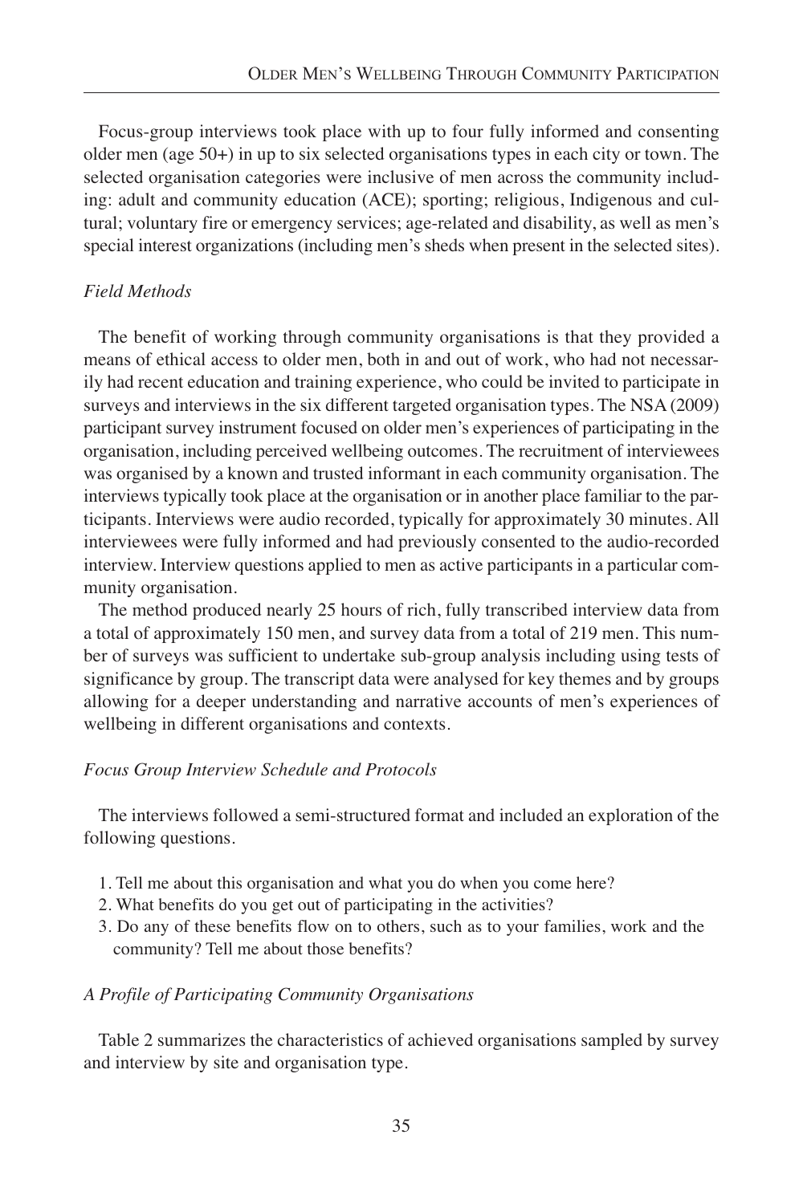Focus-group interviews took place with up to four fully informed and consenting older men (age 50+) in up to six selected organisations types in each city or town. The selected organisation categories were inclusive of men across the community including: adult and community education (ACE); sporting; religious, Indigenous and cultural; voluntary fire or emergency services; age-related and disability, as well as men's special interest organizations (including men's sheds when present in the selected sites).

*Field Methods*

The benefit of working through community organisations is that they provided a means of ethical access to older men, both in and out of work, who had not necessarily had recent education and training experience, who could be invited to participate in surveys and interviews in the six different targeted organisation types. The NSA (2009) participant survey instrument focused on older men's experiences of participating in the organisation, including perceived wellbeing outcomes. The recruitment of interviewees was organised by a known and trusted informant in each community organisation. The interviews typically took place at the organisation or in another place familiar to the participants. Interviews were audio recorded, typically for approximately 30 minutes. All interviewees were fully informed and had previously consented to the audio-recorded interview. Interview questions applied to men as active participants in a particular community organisation.

The method produced nearly 25 hours of rich, fully transcribed interview data from a total of approximately 150 men, and survey data from a total of 219 men. This number of surveys was sufficient to undertake sub-group analysis including using tests of significance by group. The transcript data were analysed for key themes and by groups allowing for a deeper understanding and narrative accounts of men's experiences of wellbeing in different organisations and contexts.

*Focus Group Interview Schedule and Protocols*

The interviews followed a semi-structured format and included an exploration of the following questions.

1. Tell me about this organisation and what you do when you come here?
2. What benefits do you get out of participating in the activities?
3. Do any of these benefits flow on to others, such as to your families, work and the community? Tell me about those benefits?

*A Profile of Participating Community Organisations*

Table 2 summarizes the characteristics of achieved organisations sampled by survey and interview by site and organisation type.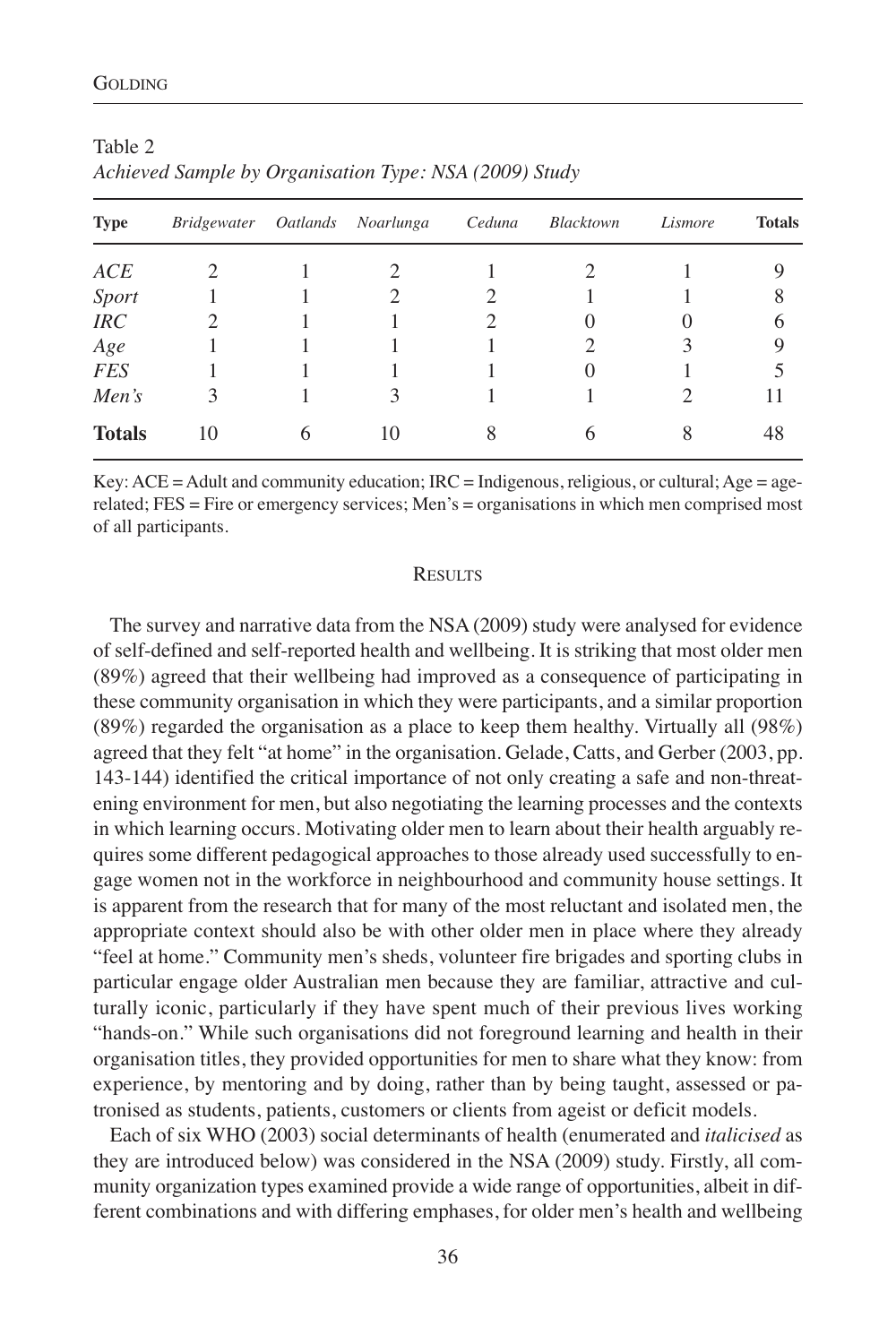Table 2
*Achieved Sample by Organisation Type: NSA (2009) Study*

| **Type** | *Bridgewater* | *Oatlands* | *Noarlunga* | *Ceduna* | *Blacktown* | *Lismore* | **Totals** |
|---|---|---|---|---|---|---|---|
| *ACE* | 2 | 1 | 2 | 1 | 2 | 1 | 9 |
| *Sport* | 1 | 1 | 2 | 2 | 1 | 1 | 8 |
| *IRC* | 2 | 1 | 1 | 2 | 0 | 0 | 6 |
| *Age* | 1 | 1 | 1 | 1 | 2 | 3 | 9 |
| *FES* | 1 | 1 | 1 | 1 | 0 | 1 | 5 |
| *Men's* | 3 | 1 | 3 | 1 | 1 | 2 | 11 |
| **Totals** | 10 | 6 | 10 | 8 | 6 | 8 | 48 |

Key: ACE = Adult and community education; IRC = Indigenous, religious, or cultural; Age = age-related; FES = Fire or emergency services; Men's = organisations in which men comprised most of all participants.

## Results

The survey and narrative data from the NSA (2009) study were analysed for evidence of self-defined and self-reported health and wellbeing. It is striking that most older men (89%) agreed that their wellbeing had improved as a consequence of participating in these community organisation in which they were participants, and a similar proportion (89%) regarded the organisation as a place to keep them healthy. Virtually all (98%) agreed that they felt "at home" in the organisation. Gelade, Catts, and Gerber (2003, pp. 143-144) identified the critical importance of not only creating a safe and non-threatening environment for men, but also negotiating the learning processes and the contexts in which learning occurs. Motivating older men to learn about their health arguably requires some different pedagogical approaches to those already used successfully to engage women not in the workforce in neighbourhood and community house settings. It is apparent from the research that for many of the most reluctant and isolated men, the appropriate context should also be with other older men in place where they already "feel at home." Community men's sheds, volunteer fire brigades and sporting clubs in particular engage older Australian men because they are familiar, attractive and culturally iconic, particularly if they have spent much of their previous lives working "hands-on." While such organisations did not foreground learning and health in their organisation titles, they provided opportunities for men to share what they know: from experience, by mentoring and by doing, rather than by being taught, assessed or patronised as students, patients, customers or clients from ageist or deficit models.

Each of six WHO (2003) social determinants of health (enumerated and *italicised* as they are introduced below) was considered in the NSA (2009) study. Firstly, all community organization types examined provide a wide range of opportunities, albeit in different combinations and with differing emphases, for older men's health and wellbeing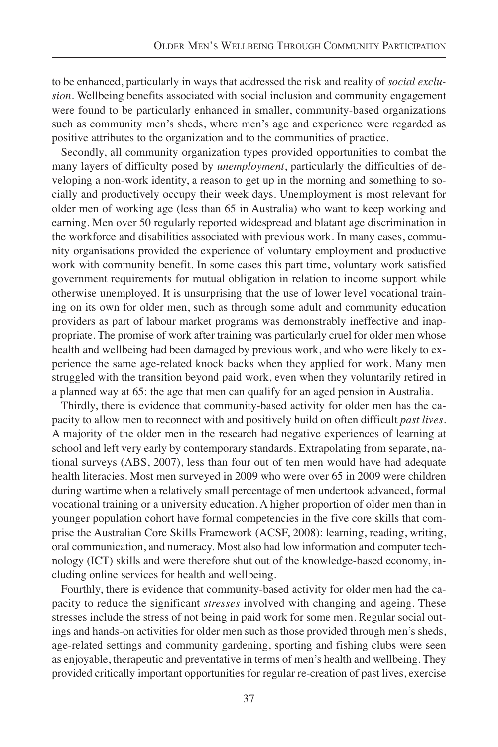to be enhanced, particularly in ways that addressed the risk and reality of *social exclusion*. Wellbeing benefits associated with social inclusion and community engagement were found to be particularly enhanced in smaller, community-based organizations such as community men's sheds, where men's age and experience were regarded as positive attributes to the organization and to the communities of practice.

Secondly, all community organization types provided opportunities to combat the many layers of difficulty posed by *unemployment*, particularly the difficulties of developing a non-work identity, a reason to get up in the morning and something to socially and productively occupy their week days. Unemployment is most relevant for older men of working age (less than 65 in Australia) who want to keep working and earning. Men over 50 regularly reported widespread and blatant age discrimination in the workforce and disabilities associated with previous work. In many cases, community organisations provided the experience of voluntary employment and productive work with community benefit. In some cases this part time, voluntary work satisfied government requirements for mutual obligation in relation to income support while otherwise unemployed. It is unsurprising that the use of lower level vocational training on its own for older men, such as through some adult and community education providers as part of labour market programs was demonstrably ineffective and inappropriate. The promise of work after training was particularly cruel for older men whose health and wellbeing had been damaged by previous work, and who were likely to experience the same age-related knock backs when they applied for work. Many men struggled with the transition beyond paid work, even when they voluntarily retired in a planned way at 65: the age that men can qualify for an aged pension in Australia.

Thirdly, there is evidence that community-based activity for older men has the capacity to allow men to reconnect with and positively build on often difficult *past lives*. A majority of the older men in the research had negative experiences of learning at school and left very early by contemporary standards. Extrapolating from separate, national surveys (ABS, 2007), less than four out of ten men would have had adequate health literacies. Most men surveyed in 2009 who were over 65 in 2009 were children during wartime when a relatively small percentage of men undertook advanced, formal vocational training or a university education. A higher proportion of older men than in younger population cohort have formal competencies in the five core skills that comprise the Australian Core Skills Framework (ACSF, 2008): learning, reading, writing, oral communication, and numeracy. Most also had low information and computer technology (ICT) skills and were therefore shut out of the knowledge-based economy, including online services for health and wellbeing.

Fourthly, there is evidence that community-based activity for older men had the capacity to reduce the significant *stresses* involved with changing and ageing. These stresses include the stress of not being in paid work for some men. Regular social outings and hands-on activities for older men such as those provided through men's sheds, age-related settings and community gardening, sporting and fishing clubs were seen as enjoyable, therapeutic and preventative in terms of men's health and wellbeing. They provided critically important opportunities for regular re-creation of past lives, exercise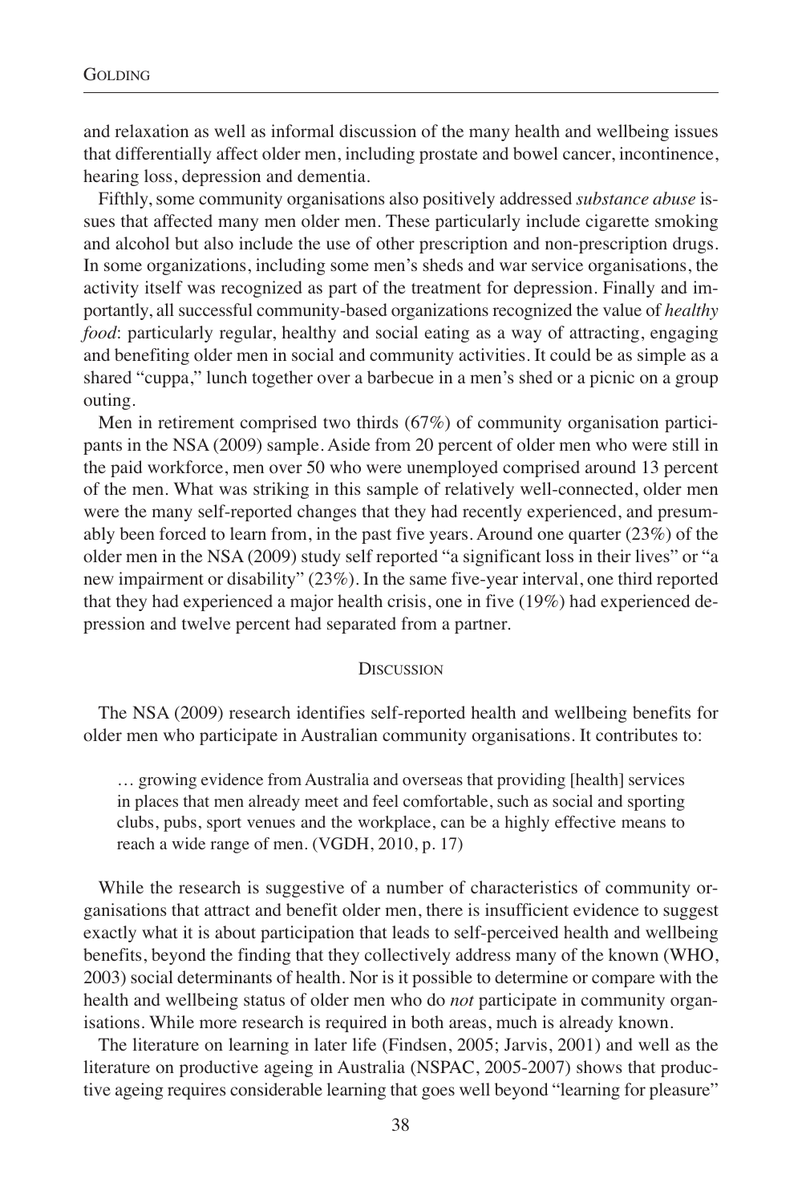and relaxation as well as informal discussion of the many health and wellbeing issues that differentially affect older men, including prostate and bowel cancer, incontinence, hearing loss, depression and dementia.

Fifthly, some community organisations also positively addressed *substance abuse* issues that affected many men older men. These particularly include cigarette smoking and alcohol but also include the use of other prescription and non-prescription drugs. In some organizations, including some men's sheds and war service organisations, the activity itself was recognized as part of the treatment for depression. Finally and importantly, all successful community-based organizations recognized the value of *healthy food*: particularly regular, healthy and social eating as a way of attracting, engaging and benefiting older men in social and community activities. It could be as simple as a shared "cuppa," lunch together over a barbecue in a men's shed or a picnic on a group outing.

Men in retirement comprised two thirds (67%) of community organisation participants in the NSA (2009) sample. Aside from 20 percent of older men who were still in the paid workforce, men over 50 who were unemployed comprised around 13 percent of the men. What was striking in this sample of relatively well-connected, older men were the many self-reported changes that they had recently experienced, and presumably been forced to learn from, in the past five years. Around one quarter (23%) of the older men in the NSA (2009) study self reported "a significant loss in their lives" or "a new impairment or disability" (23%). In the same five-year interval, one third reported that they had experienced a major health crisis, one in five (19%) had experienced depression and twelve percent had separated from a partner.

## Discussion

The NSA (2009) research identifies self-reported health and wellbeing benefits for older men who participate in Australian community organisations. It contributes to:

> … growing evidence from Australia and overseas that providing [health] services in places that men already meet and feel comfortable, such as social and sporting clubs, pubs, sport venues and the workplace, can be a highly effective means to reach a wide range of men. (VGDH, 2010, p. 17)

While the research is suggestive of a number of characteristics of community organisations that attract and benefit older men, there is insufficient evidence to suggest exactly what it is about participation that leads to self-perceived health and wellbeing benefits, beyond the finding that they collectively address many of the known (WHO, 2003) social determinants of health. Nor is it possible to determine or compare with the health and wellbeing status of older men who do *not* participate in community organisations. While more research is required in both areas, much is already known.

The literature on learning in later life (Findsen, 2005; Jarvis, 2001) and well as the literature on productive ageing in Australia (NSPAC, 2005-2007) shows that productive ageing requires considerable learning that goes well beyond "learning for pleasure"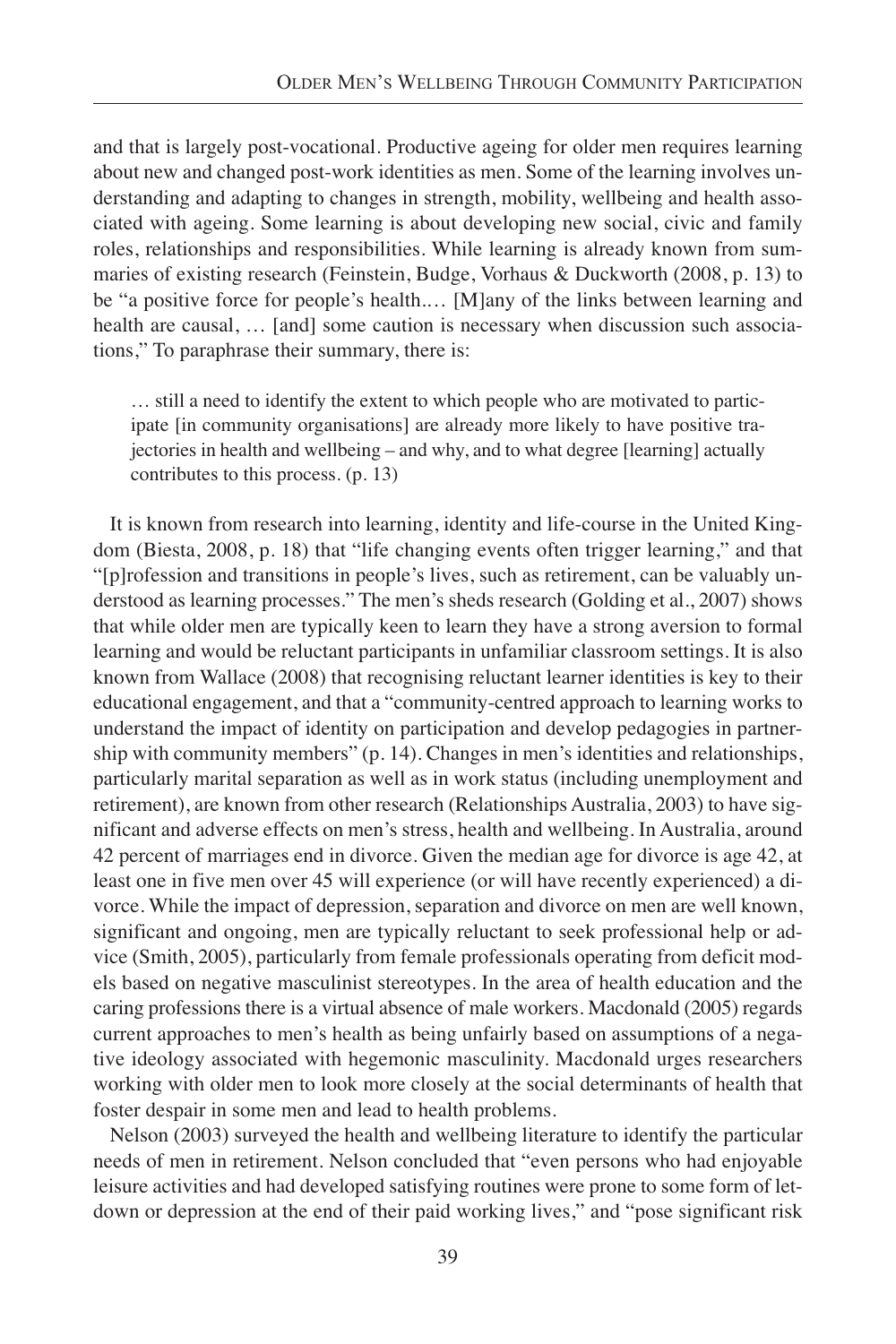and that is largely post-vocational. Productive ageing for older men requires learning about new and changed post-work identities as men. Some of the learning involves understanding and adapting to changes in strength, mobility, wellbeing and health associated with ageing. Some learning is about developing new social, civic and family roles, relationships and responsibilities. While learning is already known from summaries of existing research (Feinstein, Budge, Vorhaus & Duckworth (2008, p. 13) to be "a positive force for people's health.… [M]any of the links between learning and health are causal, … [and] some caution is necessary when discussion such associations," To paraphrase their summary, there is:

> … still a need to identify the extent to which people who are motivated to participate [in community organisations] are already more likely to have positive trajectories in health and wellbeing – and why, and to what degree [learning] actually contributes to this process. (p. 13)

It is known from research into learning, identity and life-course in the United Kingdom (Biesta, 2008, p. 18) that "life changing events often trigger learning," and that "[p]rofession and transitions in people's lives, such as retirement, can be valuably understood as learning processes." The men's sheds research (Golding et al., 2007) shows that while older men are typically keen to learn they have a strong aversion to formal learning and would be reluctant participants in unfamiliar classroom settings. It is also known from Wallace (2008) that recognising reluctant learner identities is key to their educational engagement, and that a "community-centred approach to learning works to understand the impact of identity on participation and develop pedagogies in partnership with community members" (p. 14). Changes in men's identities and relationships, particularly marital separation as well as in work status (including unemployment and retirement), are known from other research (Relationships Australia, 2003) to have significant and adverse effects on men's stress, health and wellbeing. In Australia, around 42 percent of marriages end in divorce. Given the median age for divorce is age 42, at least one in five men over 45 will experience (or will have recently experienced) a divorce. While the impact of depression, separation and divorce on men are well known, significant and ongoing, men are typically reluctant to seek professional help or advice (Smith, 2005), particularly from female professionals operating from deficit models based on negative masculinist stereotypes. In the area of health education and the caring professions there is a virtual absence of male workers. Macdonald (2005) regards current approaches to men's health as being unfairly based on assumptions of a negative ideology associated with hegemonic masculinity. Macdonald urges researchers working with older men to look more closely at the social determinants of health that foster despair in some men and lead to health problems.

Nelson (2003) surveyed the health and wellbeing literature to identify the particular needs of men in retirement. Nelson concluded that "even persons who had enjoyable leisure activities and had developed satisfying routines were prone to some form of letdown or depression at the end of their paid working lives," and "pose significant risk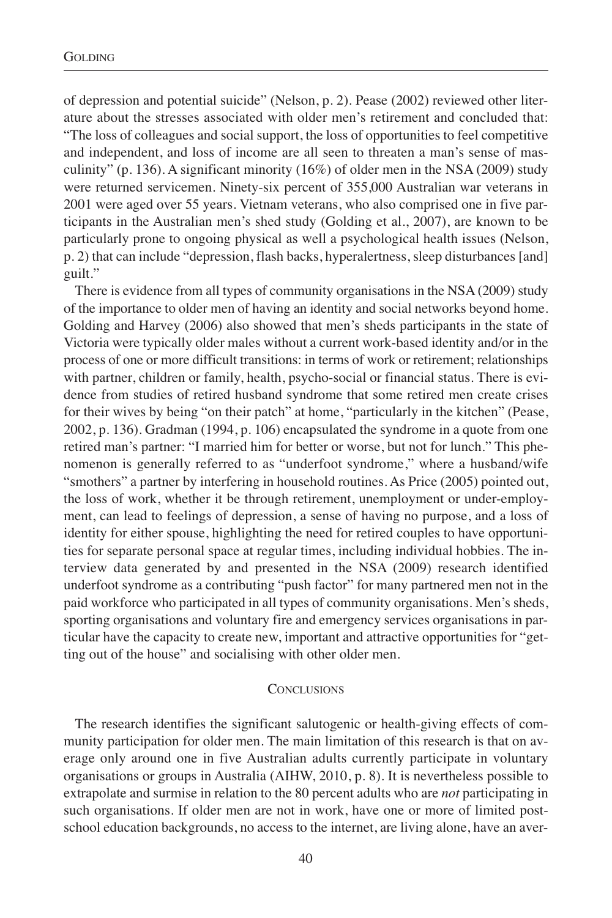of depression and potential suicide" (Nelson, p. 2). Pease (2002) reviewed other literature about the stresses associated with older men's retirement and concluded that: "The loss of colleagues and social support, the loss of opportunities to feel competitive and independent, and loss of income are all seen to threaten a man's sense of masculinity" (p. 136). A significant minority (16%) of older men in the NSA (2009) study were returned servicemen. Ninety-six percent of 355,000 Australian war veterans in 2001 were aged over 55 years. Vietnam veterans, who also comprised one in five participants in the Australian men's shed study (Golding et al., 2007), are known to be particularly prone to ongoing physical as well a psychological health issues (Nelson, p. 2) that can include "depression, flash backs, hyperalertness, sleep disturbances [and] guilt."

There is evidence from all types of community organisations in the NSA (2009) study of the importance to older men of having an identity and social networks beyond home. Golding and Harvey (2006) also showed that men's sheds participants in the state of Victoria were typically older males without a current work-based identity and/or in the process of one or more difficult transitions: in terms of work or retirement; relationships with partner, children or family, health, psycho-social or financial status. There is evidence from studies of retired husband syndrome that some retired men create crises for their wives by being "on their patch" at home, "particularly in the kitchen" (Pease, 2002, p. 136). Gradman (1994, p. 106) encapsulated the syndrome in a quote from one retired man's partner: "I married him for better or worse, but not for lunch." This phenomenon is generally referred to as "underfoot syndrome," where a husband/wife "smothers" a partner by interfering in household routines. As Price (2005) pointed out, the loss of work, whether it be through retirement, unemployment or under-employment, can lead to feelings of depression, a sense of having no purpose, and a loss of identity for either spouse, highlighting the need for retired couples to have opportunities for separate personal space at regular times, including individual hobbies. The interview data generated by and presented in the NSA (2009) research identified underfoot syndrome as a contributing "push factor" for many partnered men not in the paid workforce who participated in all types of community organisations. Men's sheds, sporting organisations and voluntary fire and emergency services organisations in particular have the capacity to create new, important and attractive opportunities for "getting out of the house" and socialising with other older men.

## Conclusions

The research identifies the significant salutogenic or health-giving effects of community participation for older men. The main limitation of this research is that on average only around one in five Australian adults currently participate in voluntary organisations or groups in Australia (AIHW, 2010, p. 8). It is nevertheless possible to extrapolate and surmise in relation to the 80 percent adults who are *not* participating in such organisations. If older men are not in work, have one or more of limited post-school education backgrounds, no access to the internet, are living alone, have an aver-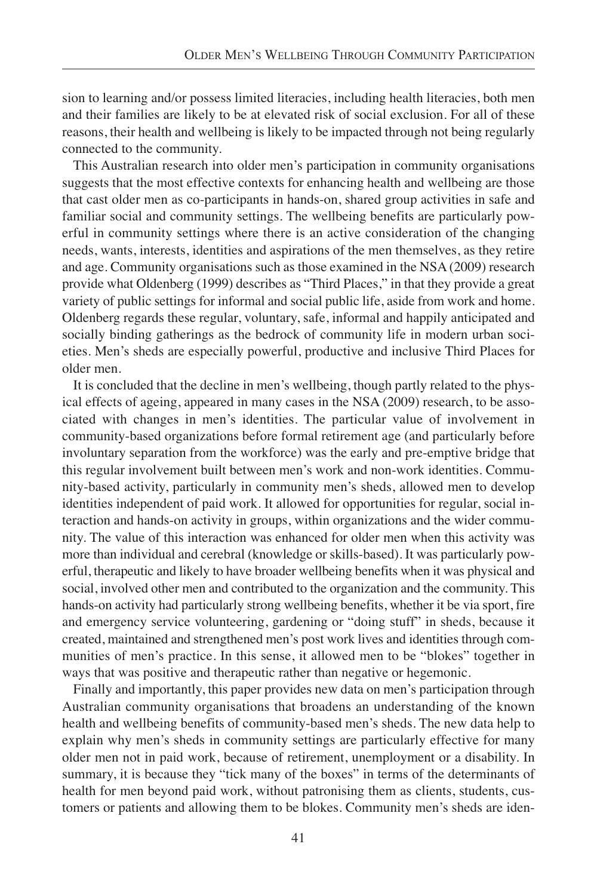sion to learning and/or possess limited literacies, including health literacies, both men and their families are likely to be at elevated risk of social exclusion. For all of these reasons, their health and wellbeing is likely to be impacted through not being regularly connected to the community.

This Australian research into older men's participation in community organisations suggests that the most effective contexts for enhancing health and wellbeing are those that cast older men as co-participants in hands-on, shared group activities in safe and familiar social and community settings. The wellbeing benefits are particularly powerful in community settings where there is an active consideration of the changing needs, wants, interests, identities and aspirations of the men themselves, as they retire and age. Community organisations such as those examined in the NSA (2009) research provide what Oldenberg (1999) describes as "Third Places," in that they provide a great variety of public settings for informal and social public life, aside from work and home. Oldenberg regards these regular, voluntary, safe, informal and happily anticipated and socially binding gatherings as the bedrock of community life in modern urban societies. Men's sheds are especially powerful, productive and inclusive Third Places for older men.

It is concluded that the decline in men's wellbeing, though partly related to the physical effects of ageing, appeared in many cases in the NSA (2009) research, to be associated with changes in men's identities. The particular value of involvement in community-based organizations before formal retirement age (and particularly before involuntary separation from the workforce) was the early and pre-emptive bridge that this regular involvement built between men's work and non-work identities. Community-based activity, particularly in community men's sheds, allowed men to develop identities independent of paid work. It allowed for opportunities for regular, social interaction and hands-on activity in groups, within organizations and the wider community. The value of this interaction was enhanced for older men when this activity was more than individual and cerebral (knowledge or skills-based). It was particularly powerful, therapeutic and likely to have broader wellbeing benefits when it was physical and social, involved other men and contributed to the organization and the community. This hands-on activity had particularly strong wellbeing benefits, whether it be via sport, fire and emergency service volunteering, gardening or "doing stuff" in sheds, because it created, maintained and strengthened men's post work lives and identities through communities of men's practice. In this sense, it allowed men to be "blokes" together in ways that was positive and therapeutic rather than negative or hegemonic.

Finally and importantly, this paper provides new data on men's participation through Australian community organisations that broadens an understanding of the known health and wellbeing benefits of community-based men's sheds. The new data help to explain why men's sheds in community settings are particularly effective for many older men not in paid work, because of retirement, unemployment or a disability. In summary, it is because they "tick many of the boxes" in terms of the determinants of health for men beyond paid work, without patronising them as clients, students, customers or patients and allowing them to be blokes. Community men's sheds are iden-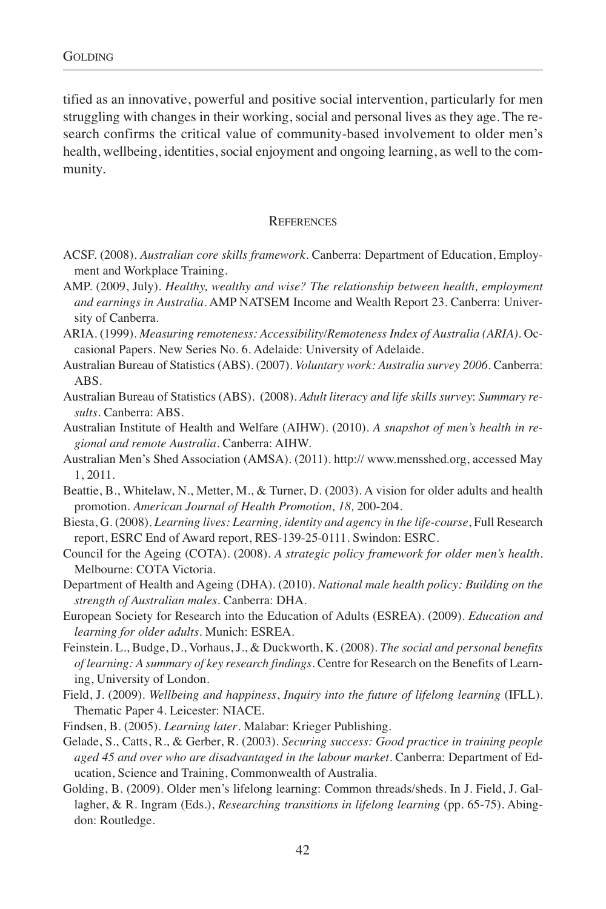tified as an innovative, powerful and positive social intervention, particularly for men struggling with changes in their working, social and personal lives as they age. The research confirms the critical value of community-based involvement to older men's health, wellbeing, identities, social enjoyment and ongoing learning, as well to the community.

## References

ACSF. (2008). *Australian core skills framework*. Canberra: Department of Education, Employment and Workplace Training.

AMP. (2009, July). *Healthy, wealthy and wise? The relationship between health, employment and earnings in Australia*. AMP NATSEM Income and Wealth Report 23. Canberra: University of Canberra.

ARIA. (1999). *Measuring remoteness: Accessibility/Remoteness Index of Australia (ARIA)*. Occasional Papers. New Series No. 6. Adelaide: University of Adelaide.

Australian Bureau of Statistics (ABS). (2007). *Voluntary work: Australia survey 2006*. Canberra: ABS.

Australian Bureau of Statistics (ABS). (2008). *Adult literacy and life skills survey*: *Summary results*. Canberra: ABS.

Australian Institute of Health and Welfare (AIHW). (2010). *A snapshot of men's health in regional and remote Australia*. Canberra: AIHW.

Australian Men's Shed Association (AMSA). (2011). http:// www.mensshed.org, accessed May 1, 2011.

Beattie, B., Whitelaw, N., Metter, M., & Turner, D. (2003). A vision for older adults and health promotion. *American Journal of Health Promotion, 18,* 200-204.

Biesta, G. (2008). *Learning lives: Learning, identity and agency in the life-course*, Full Research report, ESRC End of Award report, RES-139-25-0111. Swindon: ESRC.

Council for the Ageing (COTA). (2008). *A strategic policy framework for older men's health*. Melbourne: COTA Victoria.

Department of Health and Ageing (DHA). (2010). *National male health policy: Building on the strength of Australian males*. Canberra: DHA.

European Society for Research into the Education of Adults (ESREA). (2009). *Education and learning for older adults*. Munich: ESREA.

Feinstein. L., Budge, D., Vorhaus, J., & Duckworth, K. (2008). *The social and personal benefits of learning: A summary of key research findings*. Centre for Research on the Benefits of Learning, University of London.

Field, J. (2009). *Wellbeing and happiness*, *Inquiry into the future of lifelong learning* (IFLL). Thematic Paper 4. Leicester: NIACE.

Findsen, B. (2005). *Learning later*. Malabar: Krieger Publishing.

Gelade, S., Catts, R., & Gerber, R. (2003). *Securing success: Good practice in training people aged 45 and over who are disadvantaged in the labour market*. Canberra: Department of Education, Science and Training, Commonwealth of Australia.

Golding, B. (2009). Older men's lifelong learning: Common threads/sheds. In J. Field, J. Gallagher, & R. Ingram (Eds.), *Researching transitions in lifelong learning* (pp. 65-75). Abingdon: Routledge.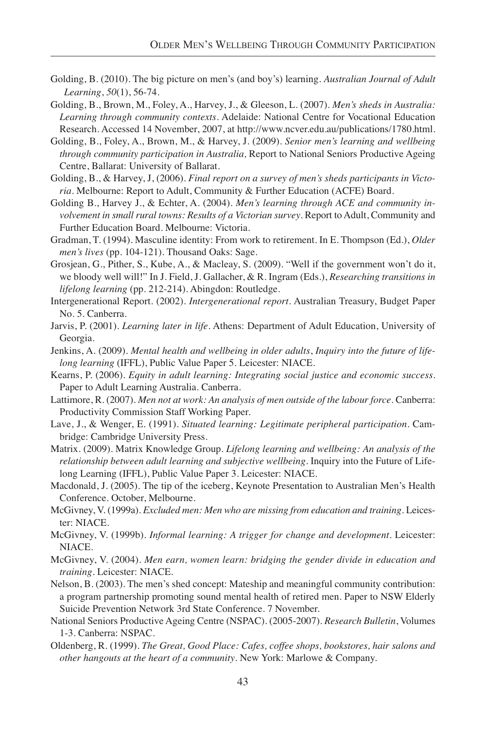Golding, B. (2010). The big picture on men's (and boy's) learning. *Australian Journal of Adult Learning*, *50*(1), 56-74.

Golding, B., Brown, M., Foley, A., Harvey, J., & Gleeson, L. (2007). *Men's sheds in Australia: Learning through community contexts*. Adelaide: National Centre for Vocational Education Research. Accessed 14 November, 2007, at http://www.ncver.edu.au/publications/1780.html.

Golding, B., Foley, A., Brown, M., & Harvey, J. (2009). *Senior men's learning and wellbeing through community participation in Australia,* Report to National Seniors Productive Ageing Centre, Ballarat: University of Ballarat.

Golding, B., & Harvey, J, (2006). *Final report on a survey of men's sheds participants in Victoria*. Melbourne: Report to Adult, Community & Further Education (ACFE) Board.

Golding B., Harvey J., & Echter, A. (2004). *Men's learning through ACE and community involvement in small rural towns: Results of a Victorian survey*. Report to Adult, Community and Further Education Board. Melbourne: Victoria.

Gradman, T. (1994). Masculine identity: From work to retirement. In E. Thompson (Ed.), *Older men's lives* (pp. 104-121). Thousand Oaks: Sage.

Grosjean, G., Pither, S., Kube, A., & Macleay, S. (2009). "Well if the government won't do it, we bloody well will!" In J. Field, J. Gallacher, & R. Ingram (Eds.), *Researching transitions in lifelong learning* (pp. 212-214). Abingdon: Routledge.

Intergenerational Report. (2002). *Intergenerational report*. Australian Treasury, Budget Paper No. 5. Canberra.

Jarvis, P. (2001). *Learning later in life*. Athens: Department of Adult Education, University of Georgia.

Jenkins, A. (2009). *Mental health and wellbeing in older adults*, *Inquiry into the future of lifelong learning* (IFFL), Public Value Paper 5. Leicester: NIACE.

Kearns, P. (2006). *Equity in adult learning: Integrating social justice and economic success*. Paper to Adult Learning Australia. Canberra.

Lattimore, R. (2007). *Men not at work: An analysis of men outside of the labour force*. Canberra: Productivity Commission Staff Working Paper.

Lave, J., & Wenger, E. (1991). *Situated learning: Legitimate peripheral participation*. Cambridge: Cambridge University Press.

Matrix. (2009). Matrix Knowledge Group. *Lifelong learning and wellbeing: An analysis of the relationship between adult learning and subjective wellbeing*. Inquiry into the Future of Lifelong Learning (IFFL), Public Value Paper 3. Leicester: NIACE.

Macdonald, J. (2005). The tip of the iceberg, Keynote Presentation to Australian Men's Health Conference. October, Melbourne.

McGivney, V. (1999a). *Excluded men: Men who are missing from education and training*. Leicester: NIACE.

McGivney, V. (1999b). *Informal learning: A trigger for change and development*. Leicester: NIACE.

McGivney, V. (2004). *Men earn, women learn: bridging the gender divide in education and training*. Leicester: NIACE.

Nelson, B. (2003). The men's shed concept: Mateship and meaningful community contribution: a program partnership promoting sound mental health of retired men. Paper to NSW Elderly Suicide Prevention Network 3rd State Conference. 7 November.

National Seniors Productive Ageing Centre (NSPAC). (2005-2007). *Research Bulletin*, Volumes 1-3. Canberra: NSPAC.

Oldenberg, R. (1999). *The Great, Good Place: Cafes, coffee shops, bookstores, hair salons and other hangouts at the heart of a community*. New York: Marlowe & Company.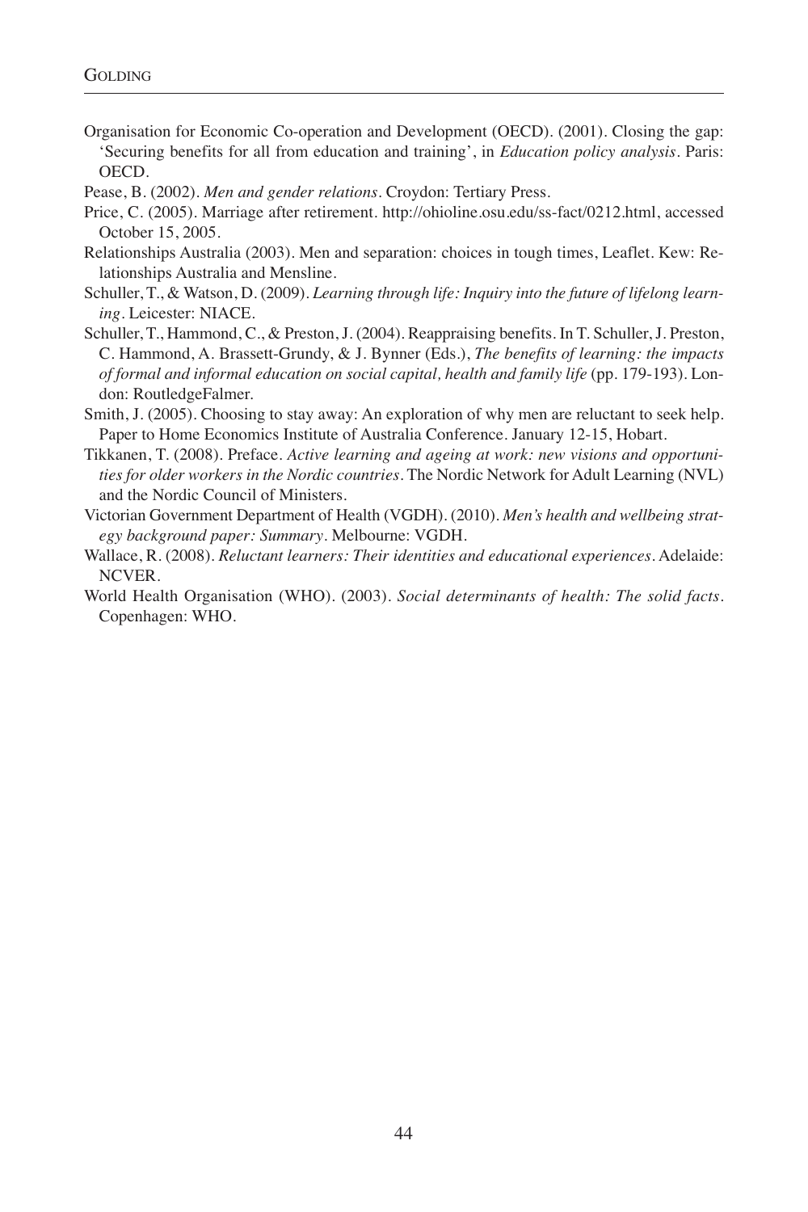Organisation for Economic Co-operation and Development (OECD). (2001). Closing the gap: 'Securing benefits for all from education and training', in *Education policy analysis*. Paris: OECD.

Pease, B. (2002). *Men and gender relations*. Croydon: Tertiary Press.

Price, C. (2005). Marriage after retirement. http://ohioline.osu.edu/ss-fact/0212.html, accessed October 15, 2005.

Relationships Australia (2003). Men and separation: choices in tough times, Leaflet. Kew: Relationships Australia and Mensline.

Schuller, T., & Watson, D. (2009). *Learning through life: Inquiry into the future of lifelong learning*. Leicester: NIACE.

Schuller, T., Hammond, C., & Preston, J. (2004). Reappraising benefits. In T. Schuller, J. Preston, C. Hammond, A. Brassett-Grundy, & J. Bynner (Eds.), *The benefits of learning: the impacts of formal and informal education on social capital, health and family life* (pp. 179-193). London: RoutledgeFalmer.

Smith, J. (2005). Choosing to stay away: An exploration of why men are reluctant to seek help. Paper to Home Economics Institute of Australia Conference. January 12-15, Hobart.

Tikkanen, T. (2008). Preface. *Active learning and ageing at work: new visions and opportunities for older workers in the Nordic countries*. The Nordic Network for Adult Learning (NVL) and the Nordic Council of Ministers.

Victorian Government Department of Health (VGDH). (2010). *Men's health and wellbeing strategy background paper: Summary*. Melbourne: VGDH.

Wallace, R. (2008). *Reluctant learners: Their identities and educational experiences*. Adelaide: NCVER.

World Health Organisation (WHO). (2003). *Social determinants of health: The solid facts*. Copenhagen: WHO.